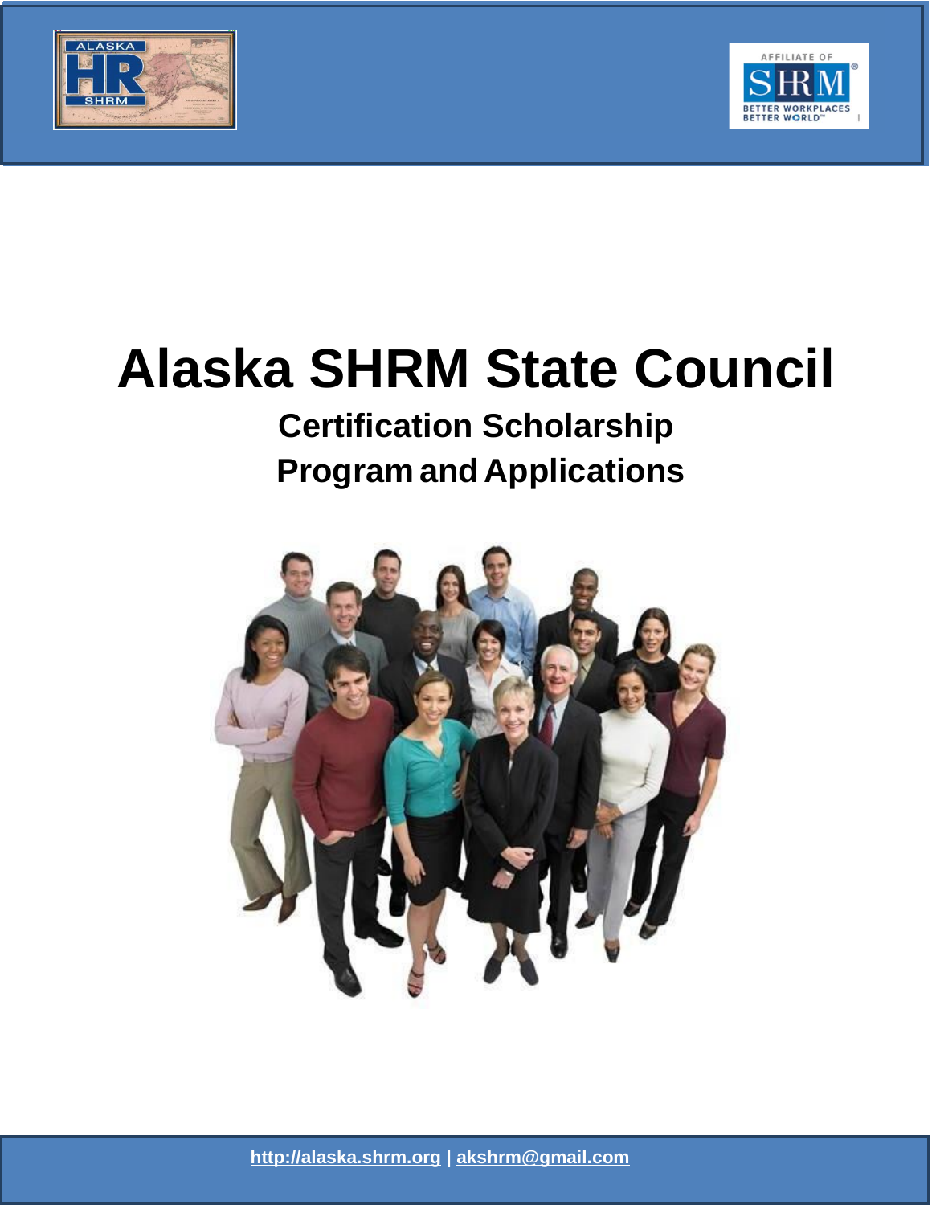# Alaska SHRM State Council

## Certification Scholarship Program and Applications

http://alaska.shrm.org | akshrm@gmail.com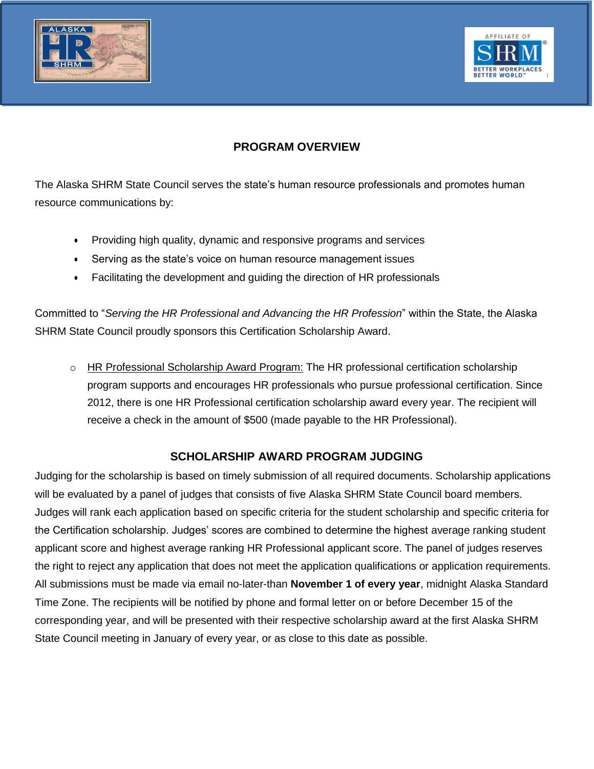## PROGRAM OVERVIEW

The Alaska SHRM State Council serves the state's human resource professionals and promotes human resource communications by:

- Providing high quality, dynamic and responsive programs and services
- Serving as the state's voice on human resource management issues
- Facilitating the development and guiding the direction of HR professionals

Committed to "*Serving the HR Professional and Advancing the HR Profession*" within the State, the Alaska SHRM State Council proudly sponsors this Certification Scholarship Award.

- HR Professional Scholarship Award Program: The HR professional certification scholarship program supports and encourages HR professionals who pursue professional certification. Since 2012, there is one HR Professional certification scholarship award every year. The recipient will receive a check in the amount of $500 (made payable to the HR Professional).

## SCHOLARSHIP AWARD PROGRAM JUDGING

Judging for the scholarship is based on timely submission of all required documents. Scholarship applications will be evaluated by a panel of judges that consists of five Alaska SHRM State Council board members. Judges will rank each application based on specific criteria for the student scholarship and specific criteria for the Certification scholarship. Judges' scores are combined to determine the highest average ranking student applicant score and highest average ranking HR Professional applicant score. The panel of judges reserves the right to reject any application that does not meet the application qualifications or application requirements. All submissions must be made via email no-later-than **November 1 of every year**, midnight Alaska Standard Time Zone. The recipients will be notified by phone and formal letter on or before December 15 of the corresponding year, and will be presented with their respective scholarship award at the first Alaska SHRM State Council meeting in January of every year, or as close to this date as possible.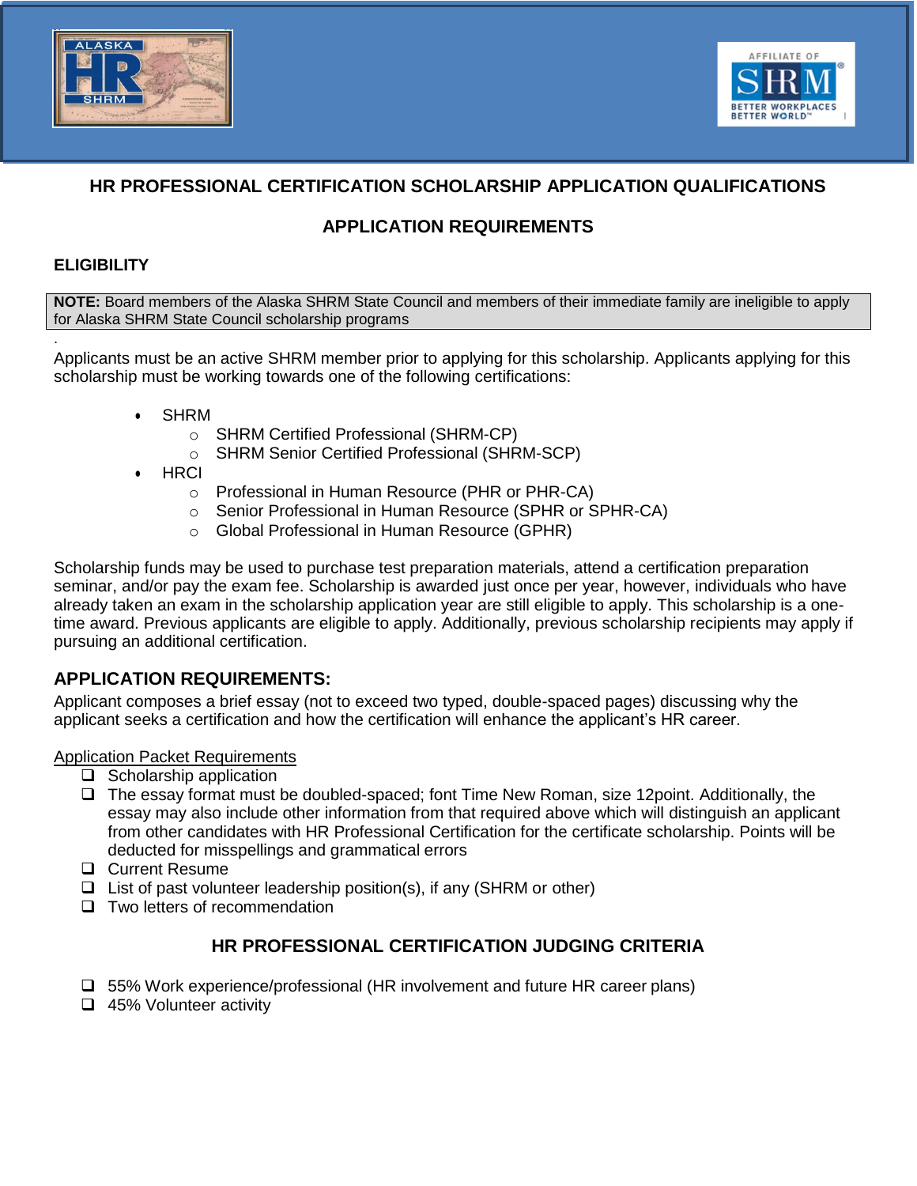## HR PROFESSIONAL CERTIFICATION SCHOLARSHIP APPLICATION QUALIFICATIONS

## APPLICATION REQUIREMENTS

### ELIGIBILITY

**NOTE:** Board members of the Alaska SHRM State Council and members of their immediate family are ineligible to apply for Alaska SHRM State Council scholarship programs

Applicants must be an active SHRM member prior to applying for this scholarship. Applicants applying for this scholarship must be working towards one of the following certifications:

- SHRM
  - SHRM Certified Professional (SHRM-CP)
  - SHRM Senior Certified Professional (SHRM-SCP)
- HRCI
  - Professional in Human Resource (PHR or PHR-CA)
  - Senior Professional in Human Resource (SPHR or SPHR-CA)
  - Global Professional in Human Resource (GPHR)

Scholarship funds may be used to purchase test preparation materials, attend a certification preparation seminar, and/or pay the exam fee. Scholarship is awarded just once per year, however, individuals who have already taken an exam in the scholarship application year are still eligible to apply. This scholarship is a one-time award. Previous applicants are eligible to apply. Additionally, previous scholarship recipients may apply if pursuing an additional certification.

### APPLICATION REQUIREMENTS:

Applicant composes a brief essay (not to exceed two typed, double-spaced pages) discussing why the applicant seeks a certification and how the certification will enhance the applicant's HR career.

Application Packet Requirements

- ❑ Scholarship application
- ❑ The essay format must be doubled-spaced; font Time New Roman, size 12point. Additionally, the essay may also include other information from that required above which will distinguish an applicant from other candidates with HR Professional Certification for the certificate scholarship. Points will be deducted for misspellings and grammatical errors
- ❑ Current Resume
- ❑ List of past volunteer leadership position(s), if any (SHRM or other)
- ❑ Two letters of recommendation

## HR PROFESSIONAL CERTIFICATION JUDGING CRITERIA

- ❑ 55% Work experience/professional (HR involvement and future HR career plans)
- ❑ 45% Volunteer activity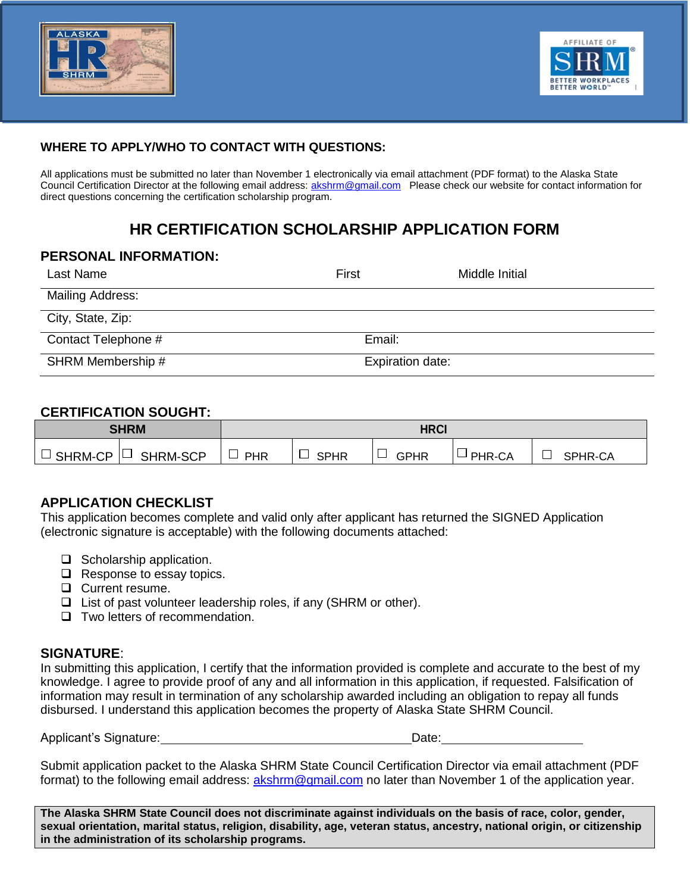## WHERE TO APPLY/WHO TO CONTACT WITH QUESTIONS:

All applications must be submitted no later than November 1 electronically via email attachment (PDF format) to the Alaska State Council Certification Director at the following email address: akshrm@gmail.com  Please check our website for contact information for direct questions concerning the certification scholarship program.

# HR CERTIFICATION SCHOLARSHIP APPLICATION FORM

## PERSONAL INFORMATION:

| | | |
|---|---|---|
| Last Name | First | Middle Initial |
| Mailing Address: | | |
| City, State, Zip: | | |
| Contact Telephone # | Email: | |
| SHRM Membership # | Expiration date: | |

## CERTIFICATION SOUGHT:

| SHRM | | HRCI | | | | |
|---|---|---|---|---|---|---|
| ☐ SHRM-CP | ☐ SHRM-SCP | ☐ PHR | ☐ SPHR | ☐ GPHR | ☐ PHR-CA | ☐ SPHR-CA |

## APPLICATION CHECKLIST

This application becomes complete and valid only after applicant has returned the SIGNED Application (electronic signature is acceptable) with the following documents attached:

- ☐ Scholarship application.
- ☐ Response to essay topics.
- ☐ Current resume.
- ☐ List of past volunteer leadership roles, if any (SHRM or other).
- ☐ Two letters of recommendation.

## SIGNATURE:

In submitting this application, I certify that the information provided is complete and accurate to the best of my knowledge. I agree to provide proof of any and all information in this application, if requested. Falsification of information may result in termination of any scholarship awarded including an obligation to repay all funds disbursed. I understand this application becomes the property of Alaska State SHRM Council.

Applicant's Signature:_______________________________________ Date:_____________________

Submit application packet to the Alaska SHRM State Council Certification Director via email attachment (PDF format) to the following email address: akshrm@gmail.com no later than November 1 of the application year.

**The Alaska SHRM State Council does not discriminate against individuals on the basis of race, color, gender, sexual orientation, marital status, religion, disability, age, veteran status, ancestry, national origin, or citizenship in the administration of its scholarship programs.**